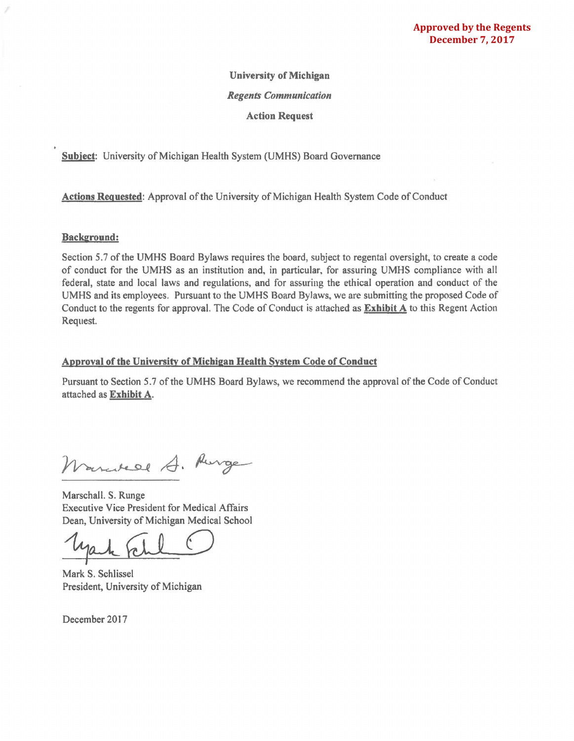**Approved by the Regents**
**December 7, 2017**

**University of Michigan**

***Regents Communication***

**Action Request**

**Subject**: University of Michigan Health System (UMHS) Board Governance

**Actions Requested**: Approval of the University of Michigan Health System Code of Conduct

**Background:**

Section 5.7 of the UMHS Board Bylaws requires the board, subject to regental oversight, to create a code of conduct for the UMHS as an institution and, in particular, for assuring UMHS compliance with all federal, state and local laws and regulations, and for assuring the ethical operation and conduct of the UMHS and its employees. Pursuant to the UMHS Board Bylaws, we are submitting the proposed Code of Conduct to the regents for approval. The Code of Conduct is attached as **Exhibit A** to this Regent Action Request.

**Approval of the University of Michigan Health System Code of Conduct**

Pursuant to Section 5.7 of the UMHS Board Bylaws, we recommend the approval of the Code of Conduct attached as **Exhibit A**.

Marschall. S. Runge
Executive Vice President for Medical Affairs
Dean, University of Michigan Medical School

Mark S. Schlissel
President, University of Michigan

December 2017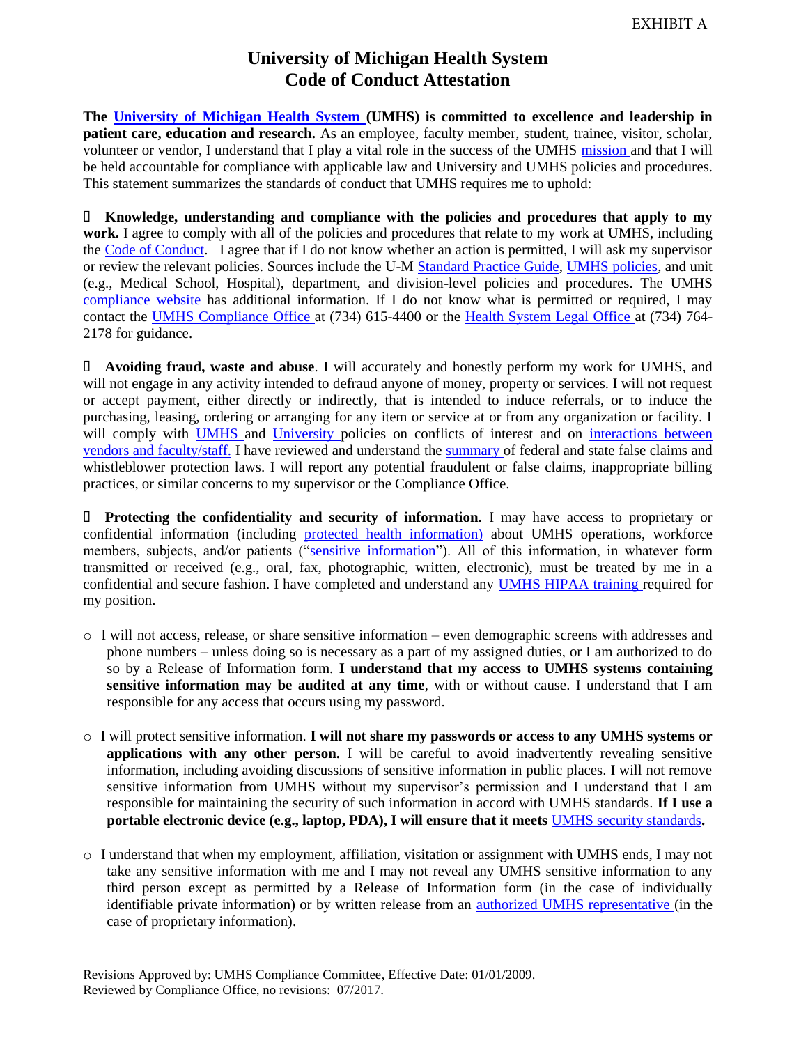EXHIBIT A

# University of Michigan Health System Code of Conduct Attestation

**The University of Michigan Health System (UMHS) is committed to excellence and leadership in patient care, education and research.** As an employee, faculty member, student, trainee, visitor, scholar, volunteer or vendor, I understand that I play a vital role in the success of the UMHS mission and that I will be held accountable for compliance with applicable law and University and UMHS policies and procedures. This statement summarizes the standards of conduct that UMHS requires me to uphold:

- **Knowledge, understanding and compliance with the policies and procedures that apply to my work.** I agree to comply with all of the policies and procedures that relate to my work at UMHS, including the Code of Conduct. I agree that if I do not know whether an action is permitted, I will ask my supervisor or review the relevant policies. Sources include the U-M Standard Practice Guide, UMHS policies, and unit (e.g., Medical School, Hospital), department, and division-level policies and procedures. The UMHS compliance website has additional information. If I do not know what is permitted or required, I may contact the UMHS Compliance Office at (734) 615-4400 or the Health System Legal Office at (734) 764-2178 for guidance.

- **Avoiding fraud, waste and abuse**. I will accurately and honestly perform my work for UMHS, and will not engage in any activity intended to defraud anyone of money, property or services. I will not request or accept payment, either directly or indirectly, that is intended to induce referrals, or to induce the purchasing, leasing, ordering or arranging for any item or service at or from any organization or facility. I will comply with UMHS and University policies on conflicts of interest and on interactions between vendors and faculty/staff. I have reviewed and understand the summary of federal and state false claims and whistleblower protection laws. I will report any potential fraudulent or false claims, inappropriate billing practices, or similar concerns to my supervisor or the Compliance Office.

- **Protecting the confidentiality and security of information.** I may have access to proprietary or confidential information (including protected health information) about UMHS operations, workforce members, subjects, and/or patients ("sensitive information"). All of this information, in whatever form transmitted or received (e.g., oral, fax, photographic, written, electronic), must be treated by me in a confidential and secure fashion. I have completed and understand any UMHS HIPAA training required for my position.

  - I will not access, release, or share sensitive information – even demographic screens with addresses and phone numbers – unless doing so is necessary as a part of my assigned duties, or I am authorized to do so by a Release of Information form. **I understand that my access to UMHS systems containing sensitive information may be audited at any time**, with or without cause. I understand that I am responsible for any access that occurs using my password.

  - I will protect sensitive information. **I will not share my passwords or access to any UMHS systems or applications with any other person.** I will be careful to avoid inadvertently revealing sensitive information, including avoiding discussions of sensitive information in public places. I will not remove sensitive information from UMHS without my supervisor's permission and I understand that I am responsible for maintaining the security of such information in accord with UMHS standards. **If I use a portable electronic device (e.g., laptop, PDA), I will ensure that it meets UMHS security standards.**

  - I understand that when my employment, affiliation, visitation or assignment with UMHS ends, I may not take any sensitive information with me and I may not reveal any UMHS sensitive information to any third person except as permitted by a Release of Information form (in the case of individually identifiable private information) or by written release from an authorized UMHS representative (in the case of proprietary information).

Revisions Approved by: UMHS Compliance Committee, Effective Date: 01/01/2009.
Reviewed by Compliance Office, no revisions: 07/2017.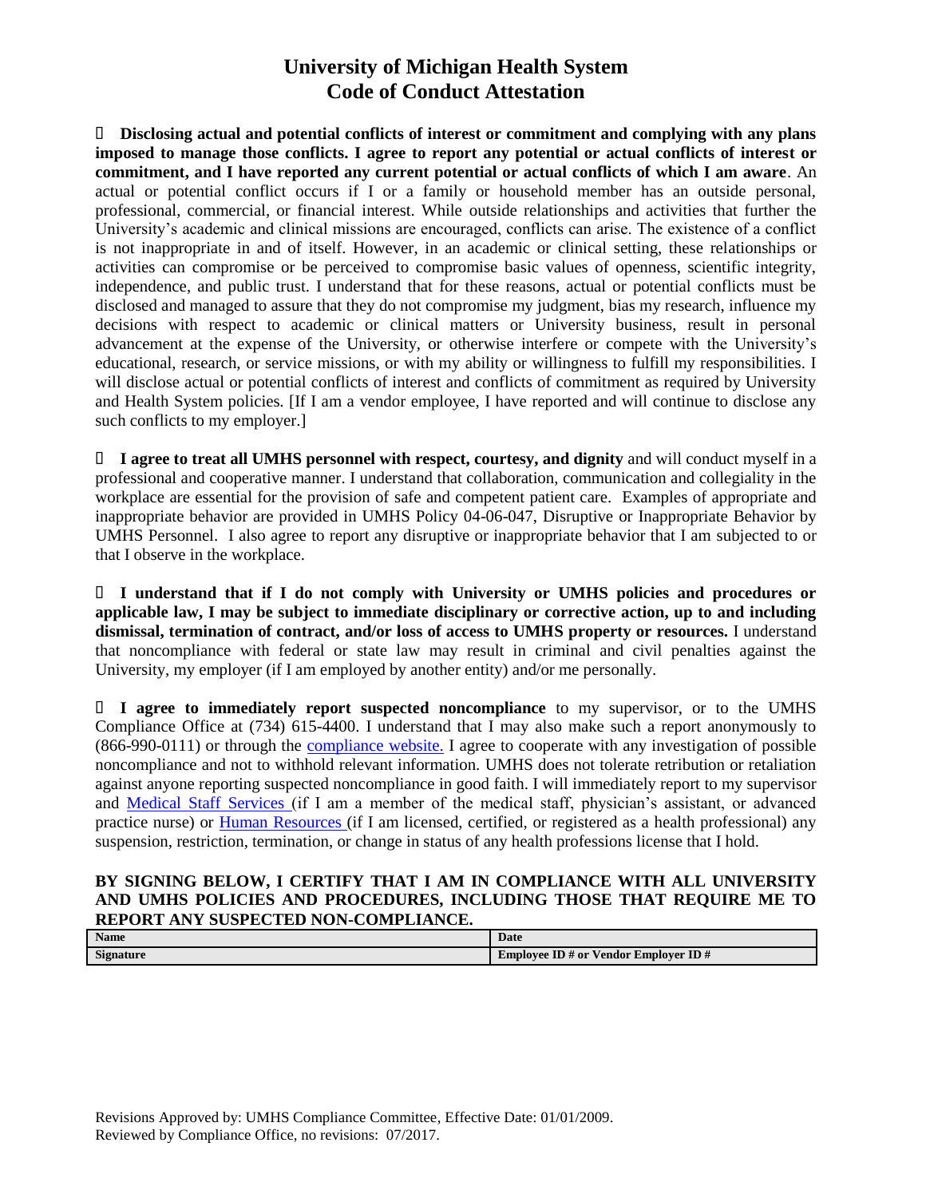# University of Michigan Health System
# Code of Conduct Attestation

- **Disclosing actual and potential conflicts of interest or commitment and complying with any plans imposed to manage those conflicts. I agree to report any potential or actual conflicts of interest or commitment, and I have reported any current potential or actual conflicts of which I am aware**. An actual or potential conflict occurs if I or a family or household member has an outside personal, professional, commercial, or financial interest. While outside relationships and activities that further the University's academic and clinical missions are encouraged, conflicts can arise. The existence of a conflict is not inappropriate in and of itself. However, in an academic or clinical setting, these relationships or activities can compromise or be perceived to compromise basic values of openness, scientific integrity, independence, and public trust. I understand that for these reasons, actual or potential conflicts must be disclosed and managed to assure that they do not compromise my judgment, bias my research, influence my decisions with respect to academic or clinical matters or University business, result in personal advancement at the expense of the University, or otherwise interfere or compete with the University's educational, research, or service missions, or with my ability or willingness to fulfill my responsibilities. I will disclose actual or potential conflicts of interest and conflicts of commitment as required by University and Health System policies. [If I am a vendor employee, I have reported and will continue to disclose any such conflicts to my employer.]

- **I agree to treat all UMHS personnel with respect, courtesy, and dignity** and will conduct myself in a professional and cooperative manner. I understand that collaboration, communication and collegiality in the workplace are essential for the provision of safe and competent patient care. Examples of appropriate and inappropriate behavior are provided in UMHS Policy 04-06-047, Disruptive or Inappropriate Behavior by UMHS Personnel. I also agree to report any disruptive or inappropriate behavior that I am subjected to or that I observe in the workplace.

- **I understand that if I do not comply with University or UMHS policies and procedures or applicable law, I may be subject to immediate disciplinary or corrective action, up to and including dismissal, termination of contract, and/or loss of access to UMHS property or resources.** I understand that noncompliance with federal or state law may result in criminal and civil penalties against the University, my employer (if I am employed by another entity) and/or me personally.

- **I agree to immediately report suspected noncompliance** to my supervisor, or to the UMHS Compliance Office at (734) 615-4400. I understand that I may also make such a report anonymously to (866-990-0111) or through the compliance website. I agree to cooperate with any investigation of possible noncompliance and not to withhold relevant information. UMHS does not tolerate retribution or retaliation against anyone reporting suspected noncompliance in good faith. I will immediately report to my supervisor and Medical Staff Services (if I am a member of the medical staff, physician's assistant, or advanced practice nurse) or Human Resources (if I am licensed, certified, or registered as a health professional) any suspension, restriction, termination, or change in status of any health professions license that I hold.

**BY SIGNING BELOW, I CERTIFY THAT I AM IN COMPLIANCE WITH ALL UNIVERSITY AND UMHS POLICIES AND PROCEDURES, INCLUDING THOSE THAT REQUIRE ME TO REPORT ANY SUSPECTED NON-COMPLIANCE.**

| | |
|---|---|
| **Name** | **Date** |
| **Signature** | **Employee ID # or Vendor Employer ID #** |

Revisions Approved by: UMHS Compliance Committee, Effective Date: 01/01/2009.
Reviewed by Compliance Office, no revisions: 07/2017.